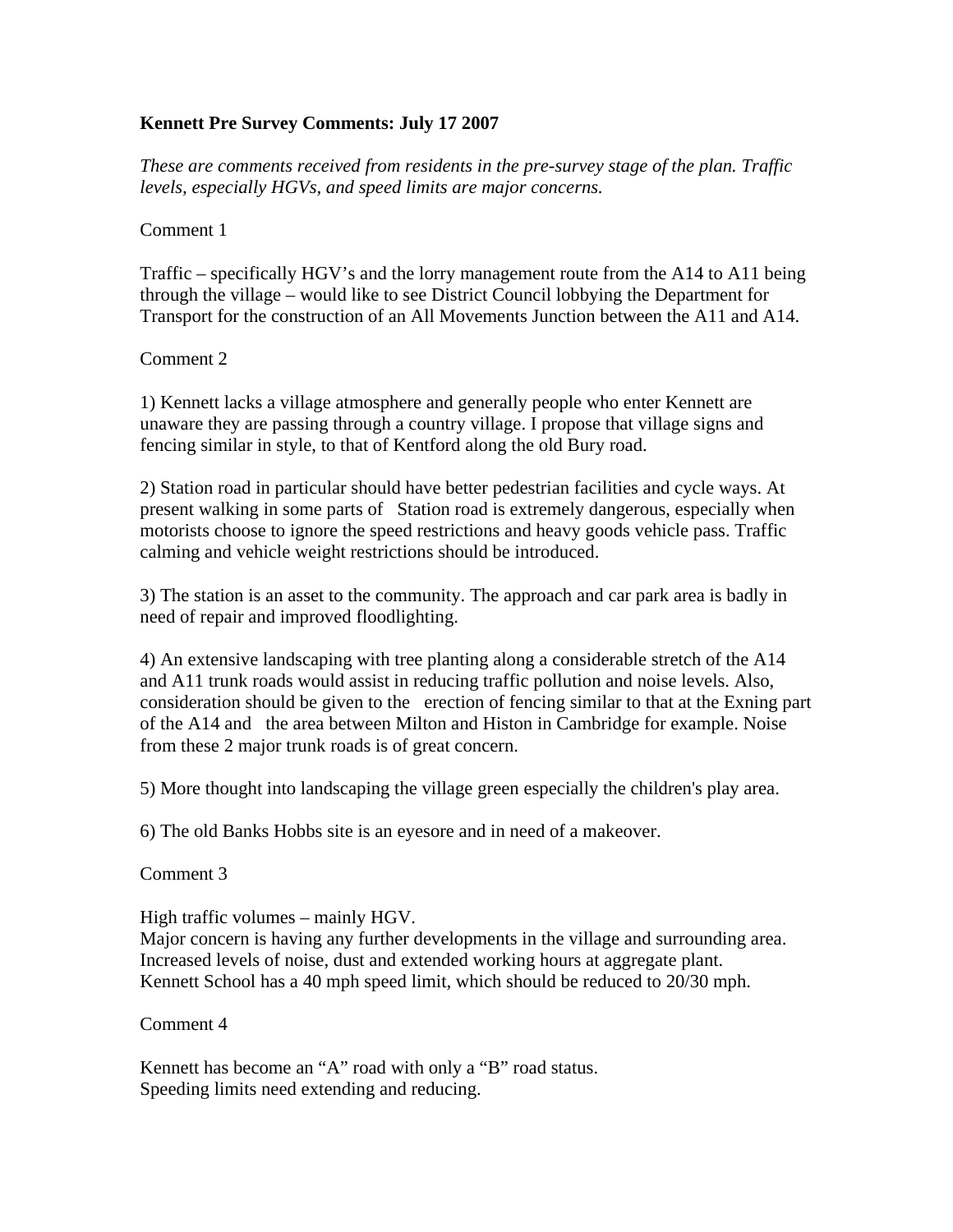**Kennett Pre Survey Comments: July 17 2007**

*These are comments received from residents in the pre-survey stage of the plan. Traffic levels, especially HGVs, and speed limits are major concerns.*

Comment 1

Traffic – specifically HGV's and the lorry management route from the A14 to A11 being through the village – would like to see District Council lobbying the Department for Transport for the construction of an All Movements Junction between the A11 and A14.

Comment 2

1) Kennett lacks a village atmosphere and generally people who enter Kennett are unaware they are passing through a country village. I propose that village signs and fencing similar in style, to that of Kentford along the old Bury road.

2) Station road in particular should have better pedestrian facilities and cycle ways. At present walking in some parts of Station road is extremely dangerous, especially when motorists choose to ignore the speed restrictions and heavy goods vehicle pass. Traffic calming and vehicle weight restrictions should be introduced.

3) The station is an asset to the community. The approach and car park area is badly in need of repair and improved floodlighting.

4) An extensive landscaping with tree planting along a considerable stretch of the A14 and A11 trunk roads would assist in reducing traffic pollution and noise levels. Also, consideration should be given to the erection of fencing similar to that at the Exning part of the A14 and the area between Milton and Histon in Cambridge for example. Noise from these 2 major trunk roads is of great concern.

5) More thought into landscaping the village green especially the children's play area.

6) The old Banks Hobbs site is an eyesore and in need of a makeover.

Comment 3

High traffic volumes – mainly HGV.
Major concern is having any further developments in the village and surrounding area.
Increased levels of noise, dust and extended working hours at aggregate plant.
Kennett School has a 40 mph speed limit, which should be reduced to 20/30 mph.

Comment 4

Kennett has become an "A" road with only a "B" road status.
Speeding limits need extending and reducing.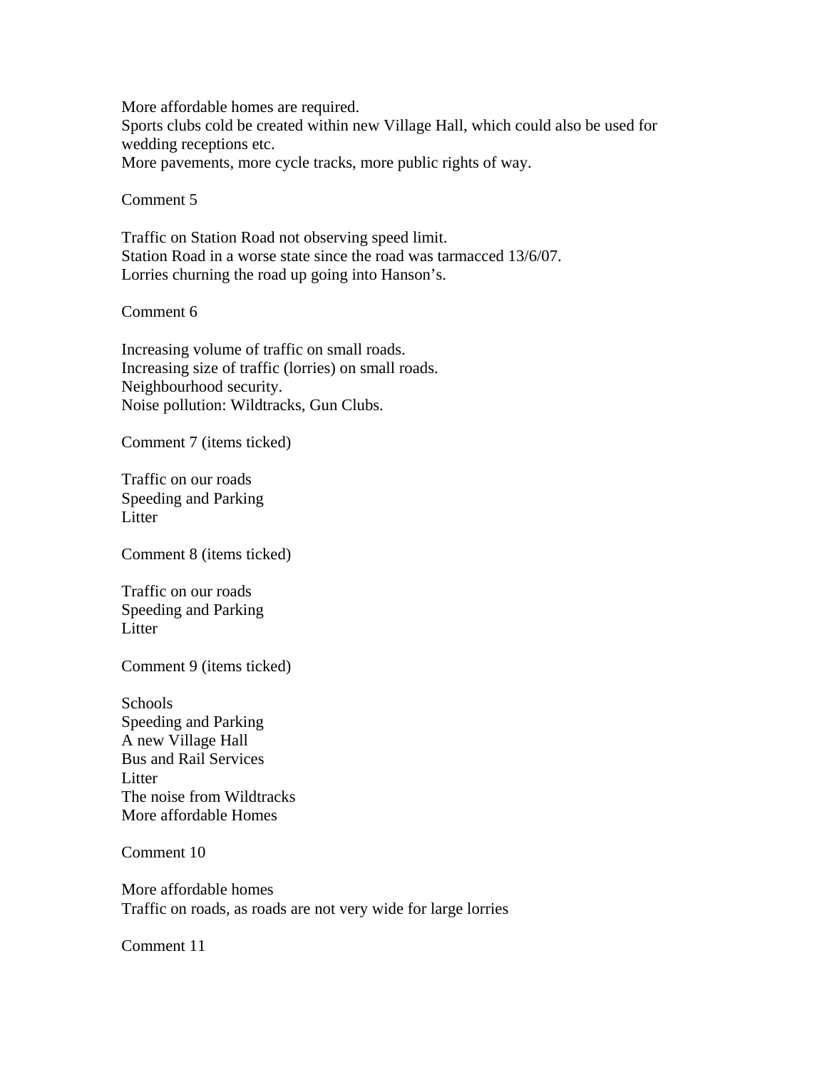More affordable homes are required.
Sports clubs cold be created within new Village Hall, which could also be used for wedding receptions etc.
More pavements, more cycle tracks, more public rights of way.

Comment 5

Traffic on Station Road not observing speed limit.
Station Road in a worse state since the road was tarmacced 13/6/07.
Lorries churning the road up going into Hanson's.

Comment 6

Increasing volume of traffic on small roads.
Increasing size of traffic (lorries) on small roads.
Neighbourhood security.
Noise pollution: Wildtracks, Gun Clubs.

Comment 7 (items ticked)

Traffic on our roads
Speeding and Parking
Litter

Comment 8 (items ticked)

Traffic on our roads
Speeding and Parking
Litter

Comment 9 (items ticked)

Schools
Speeding and Parking
A new Village Hall
Bus and Rail Services
Litter
The noise from Wildtracks
More affordable Homes

Comment 10

More affordable homes
Traffic on roads, as roads are not very wide for large lorries

Comment 11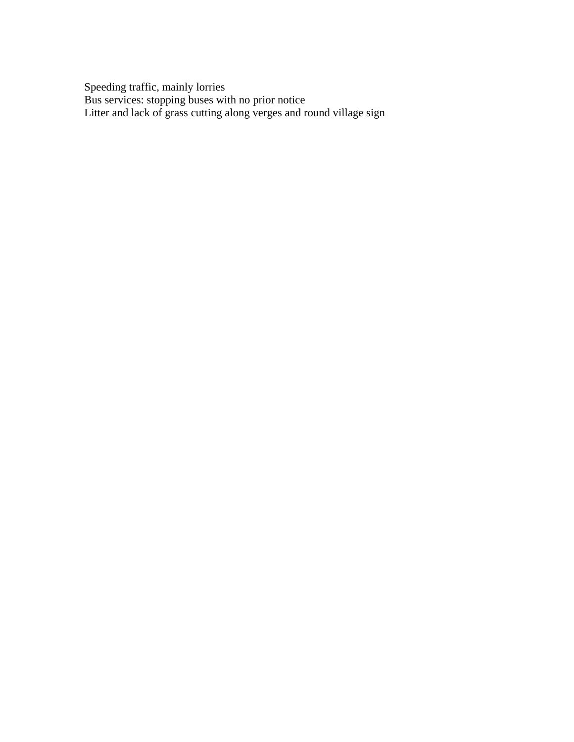Speeding traffic, mainly lorries
Bus services: stopping buses with no prior notice
Litter and lack of grass cutting along verges and round village sign